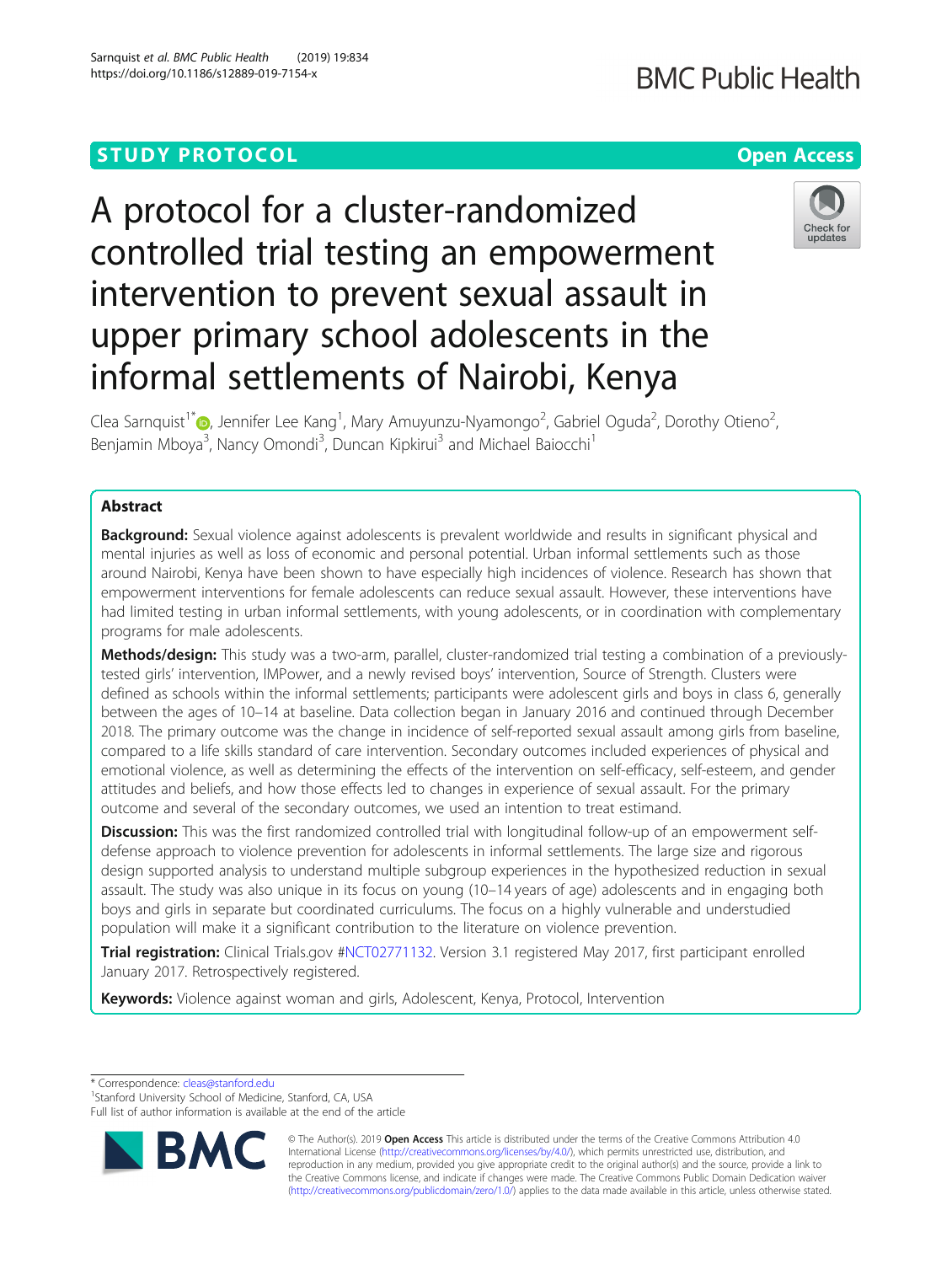STUDY PROTOCOL

Open Access

# A protocol for a cluster-randomized controlled trial testing an empowerment intervention to prevent sexual assault in upper primary school adolescents in the informal settlements of Nairobi, Kenya

Clea Sarnquist[1*], Jennifer Lee Kang[1], Mary Amuyunzu-Nyamongo[2], Gabriel Oguda[2], Dorothy Otieno[2], Benjamin Mboya[3], Nancy Omondi[3], Duncan Kipkirui[3] and Michael Baiocchi[1]

## Abstract

**Background:** Sexual violence against adolescents is prevalent worldwide and results in significant physical and mental injuries as well as loss of economic and personal potential. Urban informal settlements such as those around Nairobi, Kenya have been shown to have especially high incidences of violence. Research has shown that empowerment interventions for female adolescents can reduce sexual assault. However, these interventions have had limited testing in urban informal settlements, with young adolescents, or in coordination with complementary programs for male adolescents.

**Methods/design:** This study was a two-arm, parallel, cluster-randomized trial testing a combination of a previously-tested girls' intervention, IMPower, and a newly revised boys' intervention, Source of Strength. Clusters were defined as schools within the informal settlements; participants were adolescent girls and boys in class 6, generally between the ages of 10–14 at baseline. Data collection began in January 2016 and continued through December 2018. The primary outcome was the change in incidence of self-reported sexual assault among girls from baseline, compared to a life skills standard of care intervention. Secondary outcomes included experiences of physical and emotional violence, as well as determining the effects of the intervention on self-efficacy, self-esteem, and gender attitudes and beliefs, and how those effects led to changes in experience of sexual assault. For the primary outcome and several of the secondary outcomes, we used an intention to treat estimand.

**Discussion:** This was the first randomized controlled trial with longitudinal follow-up of an empowerment self-defense approach to violence prevention for adolescents in informal settlements. The large size and rigorous design supported analysis to understand multiple subgroup experiences in the hypothesized reduction in sexual assault. The study was also unique in its focus on young (10–14 years of age) adolescents and in engaging both boys and girls in separate but coordinated curriculums. The focus on a highly vulnerable and understudied population will make it a significant contribution to the literature on violence prevention.

**Trial registration:** Clinical Trials.gov #NCT02771132. Version 3.1 registered May 2017, first participant enrolled January 2017. Retrospectively registered.

**Keywords:** Violence against woman and girls, Adolescent, Kenya, Protocol, Intervention

---

* Correspondence: cleas@stanford.edu
[1]Stanford University School of Medicine, Stanford, CA, USA
Full list of author information is available at the end of the article

© The Author(s). 2019 **Open Access** This article is distributed under the terms of the Creative Commons Attribution 4.0 International License (http://creativecommons.org/licenses/by/4.0/), which permits unrestricted use, distribution, and reproduction in any medium, provided you give appropriate credit to the original author(s) and the source, provide a link to the Creative Commons license, and indicate if changes were made. The Creative Commons Public Domain Dedication waiver (http://creativecommons.org/publicdomain/zero/1.0/) applies to the data made available in this article, unless otherwise stated.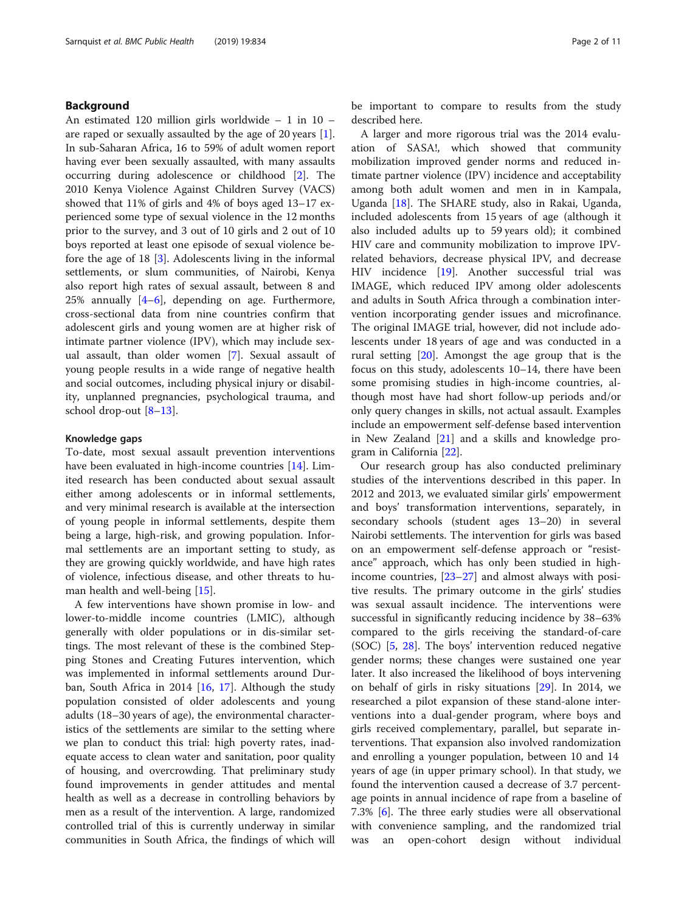## Background

An estimated 120 million girls worldwide – 1 in 10 – are raped or sexually assaulted by the age of 20 years [1]. In sub-Saharan Africa, 16 to 59% of adult women report having ever been sexually assaulted, with many assaults occurring during adolescence or childhood [2]. The 2010 Kenya Violence Against Children Survey (VACS) showed that 11% of girls and 4% of boys aged 13–17 experienced some type of sexual violence in the 12 months prior to the survey, and 3 out of 10 girls and 2 out of 10 boys reported at least one episode of sexual violence before the age of 18 [3]. Adolescents living in the informal settlements, or slum communities, of Nairobi, Kenya also report high rates of sexual assault, between 8 and 25% annually [4–6], depending on age. Furthermore, cross-sectional data from nine countries confirm that adolescent girls and young women are at higher risk of intimate partner violence (IPV), which may include sexual assault, than older women [7]. Sexual assault of young people results in a wide range of negative health and social outcomes, including physical injury or disability, unplanned pregnancies, psychological trauma, and school drop-out [8–13].

### Knowledge gaps

To-date, most sexual assault prevention interventions have been evaluated in high-income countries [14]. Limited research has been conducted about sexual assault either among adolescents or in informal settlements, and very minimal research is available at the intersection of young people in informal settlements, despite them being a large, high-risk, and growing population. Informal settlements are an important setting to study, as they are growing quickly worldwide, and have high rates of violence, infectious disease, and other threats to human health and well-being [15].

A few interventions have shown promise in low- and lower-to-middle income countries (LMIC), although generally with older populations or in dis-similar settings. The most relevant of these is the combined Stepping Stones and Creating Futures intervention, which was implemented in informal settlements around Durban, South Africa in 2014 [16, 17]. Although the study population consisted of older adolescents and young adults (18–30 years of age), the environmental characteristics of the settlements are similar to the setting where we plan to conduct this trial: high poverty rates, inadequate access to clean water and sanitation, poor quality of housing, and overcrowding. That preliminary study found improvements in gender attitudes and mental health as well as a decrease in controlling behaviors by men as a result of the intervention. A large, randomized controlled trial of this is currently underway in similar communities in South Africa, the findings of which will be important to compare to results from the study described here.

A larger and more rigorous trial was the 2014 evaluation of SASA!, which showed that community mobilization improved gender norms and reduced intimate partner violence (IPV) incidence and acceptability among both adult women and men in in Kampala, Uganda [18]. The SHARE study, also in Rakai, Uganda, included adolescents from 15 years of age (although it also included adults up to 59 years old); it combined HIV care and community mobilization to improve IPV-related behaviors, decrease physical IPV, and decrease HIV incidence [19]. Another successful trial was IMAGE, which reduced IPV among older adolescents and adults in South Africa through a combination intervention incorporating gender issues and microfinance. The original IMAGE trial, however, did not include adolescents under 18 years of age and was conducted in a rural setting [20]. Amongst the age group that is the focus on this study, adolescents 10–14, there have been some promising studies in high-income countries, although most have had short follow-up periods and/or only query changes in skills, not actual assault. Examples include an empowerment self-defense based intervention in New Zealand [21] and a skills and knowledge program in California [22].

Our research group has also conducted preliminary studies of the interventions described in this paper. In 2012 and 2013, we evaluated similar girls' empowerment and boys' transformation interventions, separately, in secondary schools (student ages 13–20) in several Nairobi settlements. The intervention for girls was based on an empowerment self-defense approach or "resistance" approach, which has only been studied in high-income countries, [23–27] and almost always with positive results. The primary outcome in the girls' studies was sexual assault incidence. The interventions were successful in significantly reducing incidence by 38–63% compared to the girls receiving the standard-of-care (SOC) [5, 28]. The boys' intervention reduced negative gender norms; these changes were sustained one year later. It also increased the likelihood of boys intervening on behalf of girls in risky situations [29]. In 2014, we researched a pilot expansion of these stand-alone interventions into a dual-gender program, where boys and girls received complementary, parallel, but separate interventions. That expansion also involved randomization and enrolling a younger population, between 10 and 14 years of age (in upper primary school). In that study, we found the intervention caused a decrease of 3.7 percentage points in annual incidence of rape from a baseline of 7.3% [6]. The three early studies were all observational with convenience sampling, and the randomized trial was an open-cohort design without individual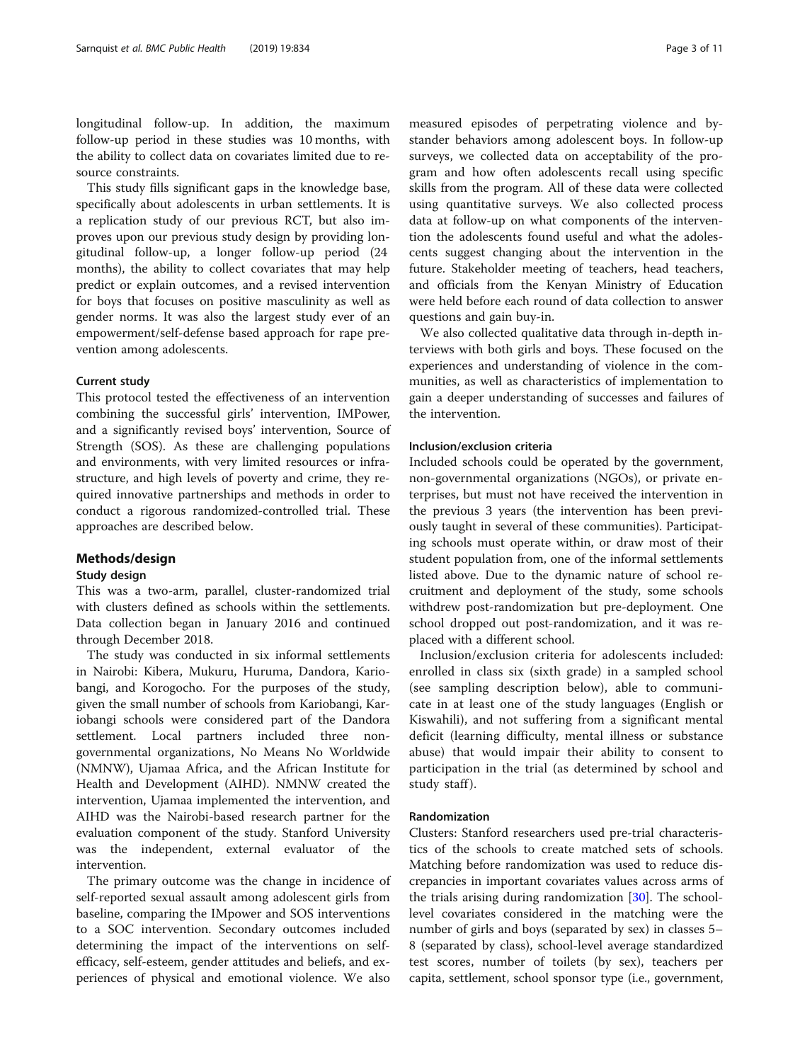longitudinal follow-up. In addition, the maximum follow-up period in these studies was 10 months, with the ability to collect data on covariates limited due to resource constraints.

This study fills significant gaps in the knowledge base, specifically about adolescents in urban settlements. It is a replication study of our previous RCT, but also improves upon our previous study design by providing longitudinal follow-up, a longer follow-up period (24 months), the ability to collect covariates that may help predict or explain outcomes, and a revised intervention for boys that focuses on positive masculinity as well as gender norms. It was also the largest study ever of an empowerment/self-defense based approach for rape prevention among adolescents.

### Current study

This protocol tested the effectiveness of an intervention combining the successful girls' intervention, IMPower, and a significantly revised boys' intervention, Source of Strength (SOS). As these are challenging populations and environments, with very limited resources or infrastructure, and high levels of poverty and crime, they required innovative partnerships and methods in order to conduct a rigorous randomized-controlled trial. These approaches are described below.

## Methods/design

### Study design

This was a two-arm, parallel, cluster-randomized trial with clusters defined as schools within the settlements. Data collection began in January 2016 and continued through December 2018.

The study was conducted in six informal settlements in Nairobi: Kibera, Mukuru, Huruma, Dandora, Kariobangi, and Korogocho. For the purposes of the study, given the small number of schools from Kariobangi, Kariobangi schools were considered part of the Dandora settlement. Local partners included three non-governmental organizations, No Means No Worldwide (NMNW), Ujamaa Africa, and the African Institute for Health and Development (AIHD). NMNW created the intervention, Ujamaa implemented the intervention, and AIHD was the Nairobi-based research partner for the evaluation component of the study. Stanford University was the independent, external evaluator of the intervention.

The primary outcome was the change in incidence of self-reported sexual assault among adolescent girls from baseline, comparing the IMpower and SOS interventions to a SOC intervention. Secondary outcomes included determining the impact of the interventions on self-efficacy, self-esteem, gender attitudes and beliefs, and experiences of physical and emotional violence. We also measured episodes of perpetrating violence and bystander behaviors among adolescent boys. In follow-up surveys, we collected data on acceptability of the program and how often adolescents recall using specific skills from the program. All of these data were collected using quantitative surveys. We also collected process data at follow-up on what components of the intervention the adolescents found useful and what the adolescents suggest changing about the intervention in the future. Stakeholder meeting of teachers, head teachers, and officials from the Kenyan Ministry of Education were held before each round of data collection to answer questions and gain buy-in.

We also collected qualitative data through in-depth interviews with both girls and boys. These focused on the experiences and understanding of violence in the communities, as well as characteristics of implementation to gain a deeper understanding of successes and failures of the intervention.

### Inclusion/exclusion criteria

Included schools could be operated by the government, non-governmental organizations (NGOs), or private enterprises, but must not have received the intervention in the previous 3 years (the intervention has been previously taught in several of these communities). Participating schools must operate within, or draw most of their student population from, one of the informal settlements listed above. Due to the dynamic nature of school recruitment and deployment of the study, some schools withdrew post-randomization but pre-deployment. One school dropped out post-randomization, and it was replaced with a different school.

Inclusion/exclusion criteria for adolescents included: enrolled in class six (sixth grade) in a sampled school (see sampling description below), able to communicate in at least one of the study languages (English or Kiswahili), and not suffering from a significant mental deficit (learning difficulty, mental illness or substance abuse) that would impair their ability to consent to participation in the trial (as determined by school and study staff).

### Randomization

Clusters: Stanford researchers used pre-trial characteristics of the schools to create matched sets of schools. Matching before randomization was used to reduce discrepancies in important covariates values across arms of the trials arising during randomization [30]. The school-level covariates considered in the matching were the number of girls and boys (separated by sex) in classes 5–8 (separated by class), school-level average standardized test scores, number of toilets (by sex), teachers per capita, settlement, school sponsor type (i.e., government,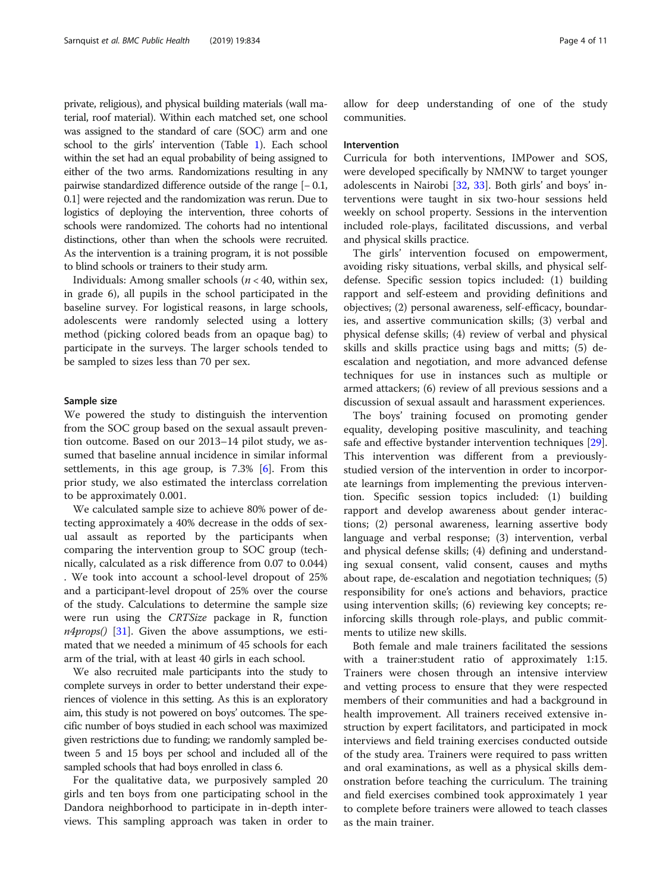private, religious), and physical building materials (wall material, roof material). Within each matched set, one school was assigned to the standard of care (SOC) arm and one school to the girls' intervention (Table 1). Each school within the set had an equal probability of being assigned to either of the two arms. Randomizations resulting in any pairwise standardized difference outside of the range [− 0.1, 0.1] were rejected and the randomization was rerun. Due to logistics of deploying the intervention, three cohorts of schools were randomized. The cohorts had no intentional distinctions, other than when the schools were recruited. As the intervention is a training program, it is not possible to blind schools or trainers to their study arm.

Individuals: Among smaller schools ($n < 40$, within sex, in grade 6), all pupils in the school participated in the baseline survey. For logistical reasons, in large schools, adolescents were randomly selected using a lottery method (picking colored beads from an opaque bag) to participate in the surveys. The larger schools tended to be sampled to sizes less than 70 per sex.

#### Sample size

We powered the study to distinguish the intervention from the SOC group based on the sexual assault prevention outcome. Based on our 2013–14 pilot study, we assumed that baseline annual incidence in similar informal settlements, in this age group, is 7.3% [6]. From this prior study, we also estimated the interclass correlation to be approximately 0.001.

We calculated sample size to achieve 80% power of detecting approximately a 40% decrease in the odds of sexual assault as reported by the participants when comparing the intervention group to SOC group (technically, calculated as a risk difference from 0.07 to 0.044). We took into account a school-level dropout of 25% and a participant-level dropout of 25% over the course of the study. Calculations to determine the sample size were run using the *CRTSize* package in R, function *n4props()* [31]. Given the above assumptions, we estimated that we needed a minimum of 45 schools for each arm of the trial, with at least 40 girls in each school.

We also recruited male participants into the study to complete surveys in order to better understand their experiences of violence in this setting. As this is an exploratory aim, this study is not powered on boys' outcomes. The specific number of boys studied in each school was maximized given restrictions due to funding; we randomly sampled between 5 and 15 boys per school and included all of the sampled schools that had boys enrolled in class 6.

For the qualitative data, we purposively sampled 20 girls and ten boys from one participating school in the Dandora neighborhood to participate in in-depth interviews. This sampling approach was taken in order to allow for deep understanding of one of the study communities.

#### Intervention

Curricula for both interventions, IMPower and SOS, were developed specifically by NMNW to target younger adolescents in Nairobi [32, 33]. Both girls' and boys' interventions were taught in six two-hour sessions held weekly on school property. Sessions in the intervention included role-plays, facilitated discussions, and verbal and physical skills practice.

The girls' intervention focused on empowerment, avoiding risky situations, verbal skills, and physical self-defense. Specific session topics included: (1) building rapport and self-esteem and providing definitions and objectives; (2) personal awareness, self-efficacy, boundaries, and assertive communication skills; (3) verbal and physical defense skills; (4) review of verbal and physical skills and skills practice using bags and mitts; (5) de-escalation and negotiation, and more advanced defense techniques for use in instances such as multiple or armed attackers; (6) review of all previous sessions and a discussion of sexual assault and harassment experiences.

The boys' training focused on promoting gender equality, developing positive masculinity, and teaching safe and effective bystander intervention techniques [29]. This intervention was different from a previously-studied version of the intervention in order to incorporate learnings from implementing the previous intervention. Specific session topics included: (1) building rapport and develop awareness about gender interactions; (2) personal awareness, learning assertive body language and verbal response; (3) intervention, verbal and physical defense skills; (4) defining and understanding sexual consent, valid consent, causes and myths about rape, de-escalation and negotiation techniques; (5) responsibility for one's actions and behaviors, practice using intervention skills; (6) reviewing key concepts; reinforcing skills through role-plays, and public commitments to utilize new skills.

Both female and male trainers facilitated the sessions with a trainer:student ratio of approximately 1:15. Trainers were chosen through an intensive interview and vetting process to ensure that they were respected members of their communities and had a background in health improvement. All trainers received extensive instruction by expert facilitators, and participated in mock interviews and field training exercises conducted outside of the study area. Trainers were required to pass written and oral examinations, as well as a physical skills demonstration before teaching the curriculum. The training and field exercises combined took approximately 1 year to complete before trainers were allowed to teach classes as the main trainer.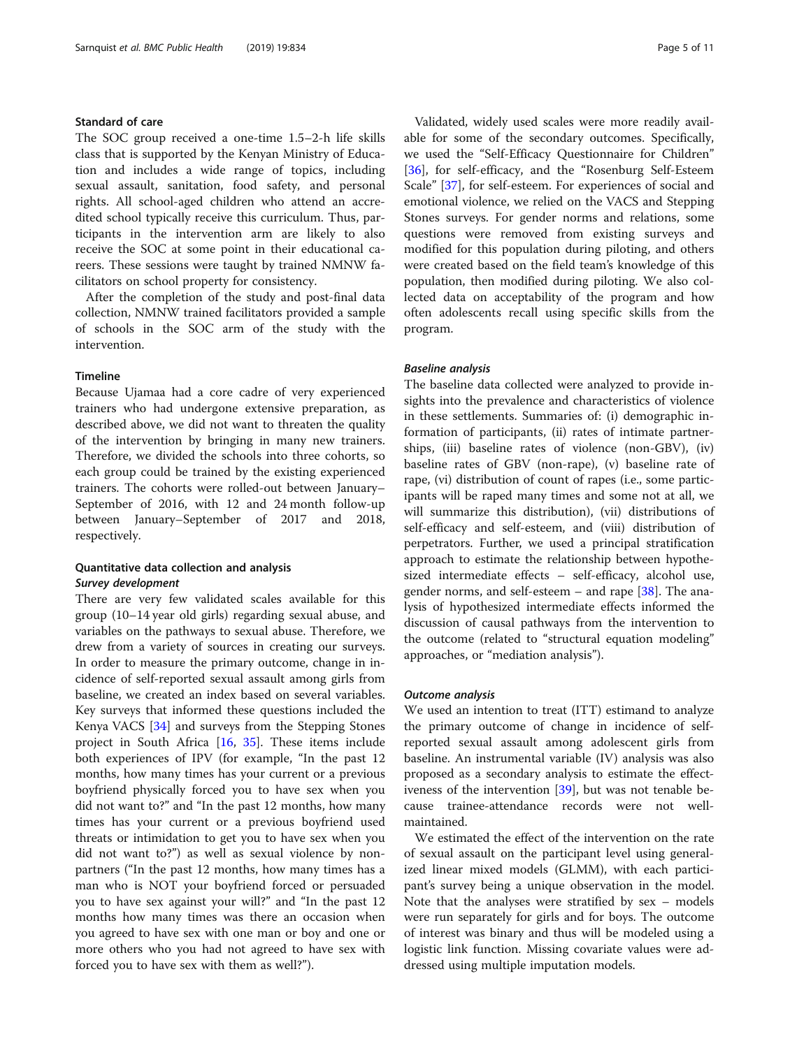### Standard of care

The SOC group received a one-time 1.5–2-h life skills class that is supported by the Kenyan Ministry of Education and includes a wide range of topics, including sexual assault, sanitation, food safety, and personal rights. All school-aged children who attend an accredited school typically receive this curriculum. Thus, participants in the intervention arm are likely to also receive the SOC at some point in their educational careers. These sessions were taught by trained NMNW facilitators on school property for consistency.

After the completion of the study and post-final data collection, NMNW trained facilitators provided a sample of schools in the SOC arm of the study with the intervention.

### Timeline

Because Ujamaa had a core cadre of very experienced trainers who had undergone extensive preparation, as described above, we did not want to threaten the quality of the intervention by bringing in many new trainers. Therefore, we divided the schools into three cohorts, so each group could be trained by the existing experienced trainers. The cohorts were rolled-out between January–September of 2016, with 12 and 24 month follow-up between January–September of 2017 and 2018, respectively.

### Quantitative data collection and analysis

#### *Survey development*

There are very few validated scales available for this group (10–14 year old girls) regarding sexual abuse, and variables on the pathways to sexual abuse. Therefore, we drew from a variety of sources in creating our surveys. In order to measure the primary outcome, change in incidence of self-reported sexual assault among girls from baseline, we created an index based on several variables. Key surveys that informed these questions included the Kenya VACS [34] and surveys from the Stepping Stones project in South Africa [16, 35]. These items include both experiences of IPV (for example, "In the past 12 months, how many times has your current or a previous boyfriend physically forced you to have sex when you did not want to?" and "In the past 12 months, how many times has your current or a previous boyfriend used threats or intimidation to get you to have sex when you did not want to?") as well as sexual violence by non-partners ("In the past 12 months, how many times has a man who is NOT your boyfriend forced or persuaded you to have sex against your will?" and "In the past 12 months how many times was there an occasion when you agreed to have sex with one man or boy and one or more others who you had not agreed to have sex with forced you to have sex with them as well?").

Validated, widely used scales were more readily available for some of the secondary outcomes. Specifically, we used the "Self-Efficacy Questionnaire for Children" [36], for self-efficacy, and the "Rosenburg Self-Esteem Scale" [37], for self-esteem. For experiences of social and emotional violence, we relied on the VACS and Stepping Stones surveys. For gender norms and relations, some questions were removed from existing surveys and modified for this population during piloting, and others were created based on the field team's knowledge of this population, then modified during piloting. We also collected data on acceptability of the program and how often adolescents recall using specific skills from the program.

#### *Baseline analysis*

The baseline data collected were analyzed to provide insights into the prevalence and characteristics of violence in these settlements. Summaries of: (i) demographic information of participants, (ii) rates of intimate partnerships, (iii) baseline rates of violence (non-GBV), (iv) baseline rates of GBV (non-rape), (v) baseline rate of rape, (vi) distribution of count of rapes (i.e., some participants will be raped many times and some not at all, we will summarize this distribution), (vii) distributions of self-efficacy and self-esteem, and (viii) distribution of perpetrators. Further, we used a principal stratification approach to estimate the relationship between hypothesized intermediate effects – self-efficacy, alcohol use, gender norms, and self-esteem – and rape [38]. The analysis of hypothesized intermediate effects informed the discussion of causal pathways from the intervention to the outcome (related to "structural equation modeling" approaches, or "mediation analysis").

#### *Outcome analysis*

We used an intention to treat (ITT) estimand to analyze the primary outcome of change in incidence of self-reported sexual assault among adolescent girls from baseline. An instrumental variable (IV) analysis was also proposed as a secondary analysis to estimate the effectiveness of the intervention [39], but was not tenable because trainee-attendance records were not well-maintained.

We estimated the effect of the intervention on the rate of sexual assault on the participant level using generalized linear mixed models (GLMM), with each participant's survey being a unique observation in the model. Note that the analyses were stratified by sex – models were run separately for girls and for boys. The outcome of interest was binary and thus will be modeled using a logistic link function. Missing covariate values were addressed using multiple imputation models.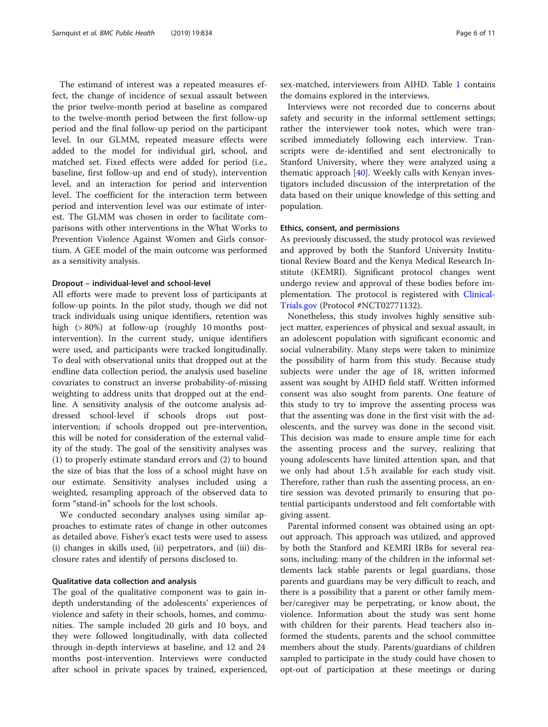The estimand of interest was a repeated measures effect, the change of incidence of sexual assault between the prior twelve-month period at baseline as compared to the twelve-month period between the first follow-up period and the final follow-up period on the participant level. In our GLMM, repeated measure effects were added to the model for individual girl, school, and matched set. Fixed effects were added for period (i.e., baseline, first follow-up and end of study), intervention level, and an interaction for period and intervention level. The coefficient for the interaction term between period and intervention level was our estimate of interest. The GLMM was chosen in order to facilitate comparisons with other interventions in the What Works to Prevention Violence Against Women and Girls consortium. A GEE model of the main outcome was performed as a sensitivity analysis.

#### Dropout – individual-level and school-level

All efforts were made to prevent loss of participants at follow-up points. In the pilot study, though we did not track individuals using unique identifiers, retention was high (> 80%) at follow-up (roughly 10 months post-intervention). In the current study, unique identifiers were used, and participants were tracked longitudinally. To deal with observational units that dropped out at the endline data collection period, the analysis used baseline covariates to construct an inverse probability-of-missing weighting to address units that dropped out at the endline. A sensitivity analysis of the outcome analysis addressed school-level if schools drops out post-intervention; if schools dropped out pre-intervention, this will be noted for consideration of the external validity of the study. The goal of the sensitivity analyses was (1) to properly estimate standard errors and (2) to bound the size of bias that the loss of a school might have on our estimate. Sensitivity analyses included using a weighted, resampling approach of the observed data to form "stand-in" schools for the lost schools.

We conducted secondary analyses using similar approaches to estimate rates of change in other outcomes as detailed above. Fisher's exact tests were used to assess (i) changes in skills used, (ii) perpetrators, and (iii) disclosure rates and identify of persons disclosed to.

#### Qualitative data collection and analysis

The goal of the qualitative component was to gain in-depth understanding of the adolescents' experiences of violence and safety in their schools, homes, and communities. The sample included 20 girls and 10 boys, and they were followed longitudinally, with data collected through in-depth interviews at baseline, and 12 and 24 months post-intervention. Interviews were conducted after school in private spaces by trained, experienced, sex-matched, interviewers from AIHD. Table 1 contains the domains explored in the interviews.

Interviews were not recorded due to concerns about safety and security in the informal settlement settings; rather the interviewer took notes, which were transcribed immediately following each interview. Transcripts were de-identified and sent electronically to Stanford University, where they were analyzed using a thematic approach [40]. Weekly calls with Kenyan investigators included discussion of the interpretation of the data based on their unique knowledge of this setting and population.

#### Ethics, consent, and permissions

As previously discussed, the study protocol was reviewed and approved by both the Stanford University Institutional Review Board and the Kenya Medical Research Institute (KEMRI). Significant protocol changes went undergo review and approval of these bodies before implementation. The protocol is registered with Clinical-Trials.gov (Protocol #NCT02771132).

Nonetheless, this study involves highly sensitive subject matter, experiences of physical and sexual assault, in an adolescent population with significant economic and social vulnerability. Many steps were taken to minimize the possibility of harm from this study. Because study subjects were under the age of 18, written informed assent was sought by AIHD field staff. Written informed consent was also sought from parents. One feature of this study to try to improve the assenting process was that the assenting was done in the first visit with the adolescents, and the survey was done in the second visit. This decision was made to ensure ample time for each the assenting process and the survey, realizing that young adolescents have limited attention span, and that we only had about 1.5 h available for each study visit. Therefore, rather than rush the assenting process, an entire session was devoted primarily to ensuring that potential participants understood and felt comfortable with giving assent.

Parental informed consent was obtained using an opt-out approach. This approach was utilized, and approved by both the Stanford and KEMRI IRBs for several reasons, including: many of the children in the informal settlements lack stable parents or legal guardians, those parents and guardians may be very difficult to reach, and there is a possibility that a parent or other family member/caregiver may be perpetrating, or know about, the violence. Information about the study was sent home with children for their parents. Head teachers also informed the students, parents and the school committee members about the study. Parents/guardians of children sampled to participate in the study could have chosen to opt-out of participation at these meetings or during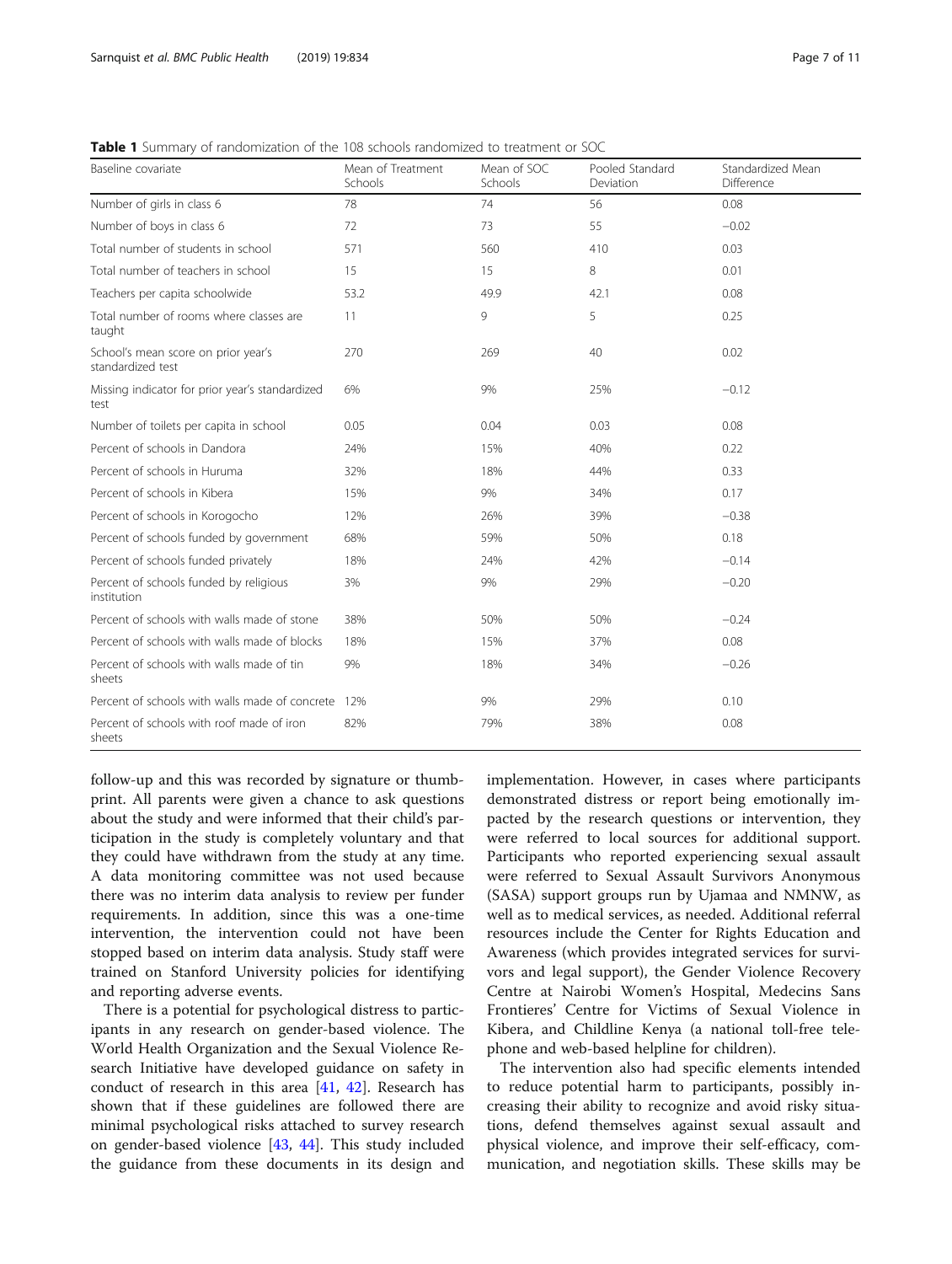**Table 1** Summary of randomization of the 108 schools randomized to treatment or SOC

| Baseline covariate | Mean of Treatment Schools | Mean of SOC Schools | Pooled Standard Deviation | Standardized Mean Difference |
|---|---|---|---|---|
| Number of girls in class 6 | 78 | 74 | 56 | 0.08 |
| Number of boys in class 6 | 72 | 73 | 55 | −0.02 |
| Total number of students in school | 571 | 560 | 410 | 0.03 |
| Total number of teachers in school | 15 | 15 | 8 | 0.01 |
| Teachers per capita schoolwide | 53.2 | 49.9 | 42.1 | 0.08 |
| Total number of rooms where classes are taught | 11 | 9 | 5 | 0.25 |
| School's mean score on prior year's standardized test | 270 | 269 | 40 | 0.02 |
| Missing indicator for prior year's standardized test | 6% | 9% | 25% | −0.12 |
| Number of toilets per capita in school | 0.05 | 0.04 | 0.03 | 0.08 |
| Percent of schools in Dandora | 24% | 15% | 40% | 0.22 |
| Percent of schools in Huruma | 32% | 18% | 44% | 0.33 |
| Percent of schools in Kibera | 15% | 9% | 34% | 0.17 |
| Percent of schools in Korogocho | 12% | 26% | 39% | −0.38 |
| Percent of schools funded by government | 68% | 59% | 50% | 0.18 |
| Percent of schools funded privately | 18% | 24% | 42% | −0.14 |
| Percent of schools funded by religious institution | 3% | 9% | 29% | −0.20 |
| Percent of schools with walls made of stone | 38% | 50% | 50% | −0.24 |
| Percent of schools with walls made of blocks | 18% | 15% | 37% | 0.08 |
| Percent of schools with walls made of tin sheets | 9% | 18% | 34% | −0.26 |
| Percent of schools with walls made of concrete | 12% | 9% | 29% | 0.10 |
| Percent of schools with roof made of iron sheets | 82% | 79% | 38% | 0.08 |

follow-up and this was recorded by signature or thumbprint. All parents were given a chance to ask questions about the study and were informed that their child's participation in the study is completely voluntary and that they could have withdrawn from the study at any time. A data monitoring committee was not used because there was no interim data analysis to review per funder requirements. In addition, since this was a one-time intervention, the intervention could not have been stopped based on interim data analysis. Study staff were trained on Stanford University policies for identifying and reporting adverse events.

There is a potential for psychological distress to participants in any research on gender-based violence. The World Health Organization and the Sexual Violence Research Initiative have developed guidance on safety in conduct of research in this area [41, 42]. Research has shown that if these guidelines are followed there are minimal psychological risks attached to survey research on gender-based violence [43, 44]. This study included the guidance from these documents in its design and implementation. However, in cases where participants demonstrated distress or report being emotionally impacted by the research questions or intervention, they were referred to local sources for additional support. Participants who reported experiencing sexual assault were referred to Sexual Assault Survivors Anonymous (SASA) support groups run by Ujamaa and NMNW, as well as to medical services, as needed. Additional referral resources include the Center for Rights Education and Awareness (which provides integrated services for survivors and legal support), the Gender Violence Recovery Centre at Nairobi Women's Hospital, Medecins Sans Frontieres' Centre for Victims of Sexual Violence in Kibera, and Childline Kenya (a national toll-free telephone and web-based helpline for children).

The intervention also had specific elements intended to reduce potential harm to participants, possibly increasing their ability to recognize and avoid risky situations, defend themselves against sexual assault and physical violence, and improve their self-efficacy, communication, and negotiation skills. These skills may be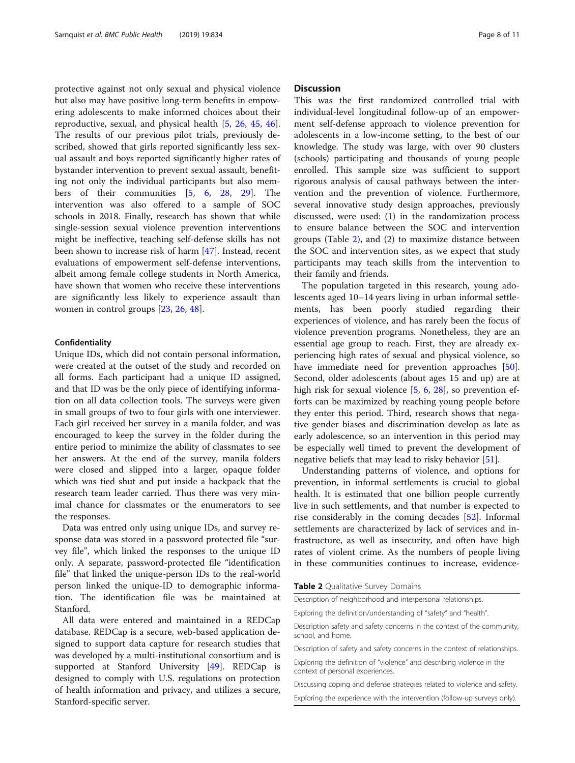protective against not only sexual and physical violence but also may have positive long-term benefits in empowering adolescents to make informed choices about their reproductive, sexual, and physical health [5, 26, 45, 46]. The results of our previous pilot trials, previously described, showed that girls reported significantly less sexual assault and boys reported significantly higher rates of bystander intervention to prevent sexual assault, benefiting not only the individual participants but also members of their communities [5, 6, 28, 29]. The intervention was also offered to a sample of SOC schools in 2018. Finally, research has shown that while single-session sexual violence prevention interventions might be ineffective, teaching self-defense skills has not been shown to increase risk of harm [47]. Instead, recent evaluations of empowerment self-defense interventions, albeit among female college students in North America, have shown that women who receive these interventions are significantly less likely to experience assault than women in control groups [23, 26, 48].

#### Confidentiality

Unique IDs, which did not contain personal information, were created at the outset of the study and recorded on all forms. Each participant had a unique ID assigned, and that ID was be the only piece of identifying information on all data collection tools. The surveys were given in small groups of two to four girls with one interviewer. Each girl received her survey in a manila folder, and was encouraged to keep the survey in the folder during the entire period to minimize the ability of classmates to see her answers. At the end of the survey, manila folders were closed and slipped into a larger, opaque folder which was tied shut and put inside a backpack that the research team leader carried. Thus there was very minimal chance for classmates or the enumerators to see the responses.

Data was entred only using unique IDs, and survey response data was stored in a password protected file "survey file", which linked the responses to the unique ID only. A separate, password-protected file "identification file" that linked the unique-person IDs to the real-world person linked the unique-ID to demographic information. The identification file was be maintained at Stanford.

All data were entered and maintained in a REDCap database. REDCap is a secure, web-based application designed to support data capture for research studies that was developed by a multi-institutional consortium and is supported at Stanford University [49]. REDCap is designed to comply with U.S. regulations on protection of health information and privacy, and utilizes a secure, Stanford-specific server.

## Discussion

This was the first randomized controlled trial with individual-level longitudinal follow-up of an empowerment self-defense approach to violence prevention for adolescents in a low-income setting, to the best of our knowledge. The study was large, with over 90 clusters (schools) participating and thousands of young people enrolled. This sample size was sufficient to support rigorous analysis of causal pathways between the intervention and the prevention of violence. Furthermore, several innovative study design approaches, previously discussed, were used: (1) in the randomization process to ensure balance between the SOC and intervention groups (Table 2), and (2) to maximize distance between the SOC and intervention sites, as we expect that study participants may teach skills from the intervention to their family and friends.

The population targeted in this research, young adolescents aged 10–14 years living in urban informal settlements, has been poorly studied regarding their experiences of violence, and has rarely been the focus of violence prevention programs. Nonetheless, they are an essential age group to reach. First, they are already experiencing high rates of sexual and physical violence, so have immediate need for prevention approaches [50]. Second, older adolescents (about ages 15 and up) are at high risk for sexual violence [5, 6, 28], so prevention efforts can be maximized by reaching young people before they enter this period. Third, research shows that negative gender biases and discrimination develop as late as early adolescence, so an intervention in this period may be especially well timed to prevent the development of negative beliefs that may lead to risky behavior [51].

Understanding patterns of violence, and options for prevention, in informal settlements is crucial to global health. It is estimated that one billion people currently live in such settlements, and that number is expected to rise considerably in the coming decades [52]. Informal settlements are characterized by lack of services and infrastructure, as well as insecurity, and often have high rates of violent crime. As the numbers of people living in these communities continues to increase, evidence-

**Table 2** Qualitative Survey Domains

| |
|---|
| Description of neighborhood and interpersonal relationships. |
| Exploring the definition/understanding of "safety" and "health". |
| Description safety and safety concerns in the context of the community, school, and home. |
| Description of safety and safety concerns in the context of relationships. |
| Exploring the definition of "violence" and describing violence in the context of personal experiences. |
| Discussing coping and defense strategies related to violence and safety. |
| Exploring the experience with the intervention (follow-up surveys only). |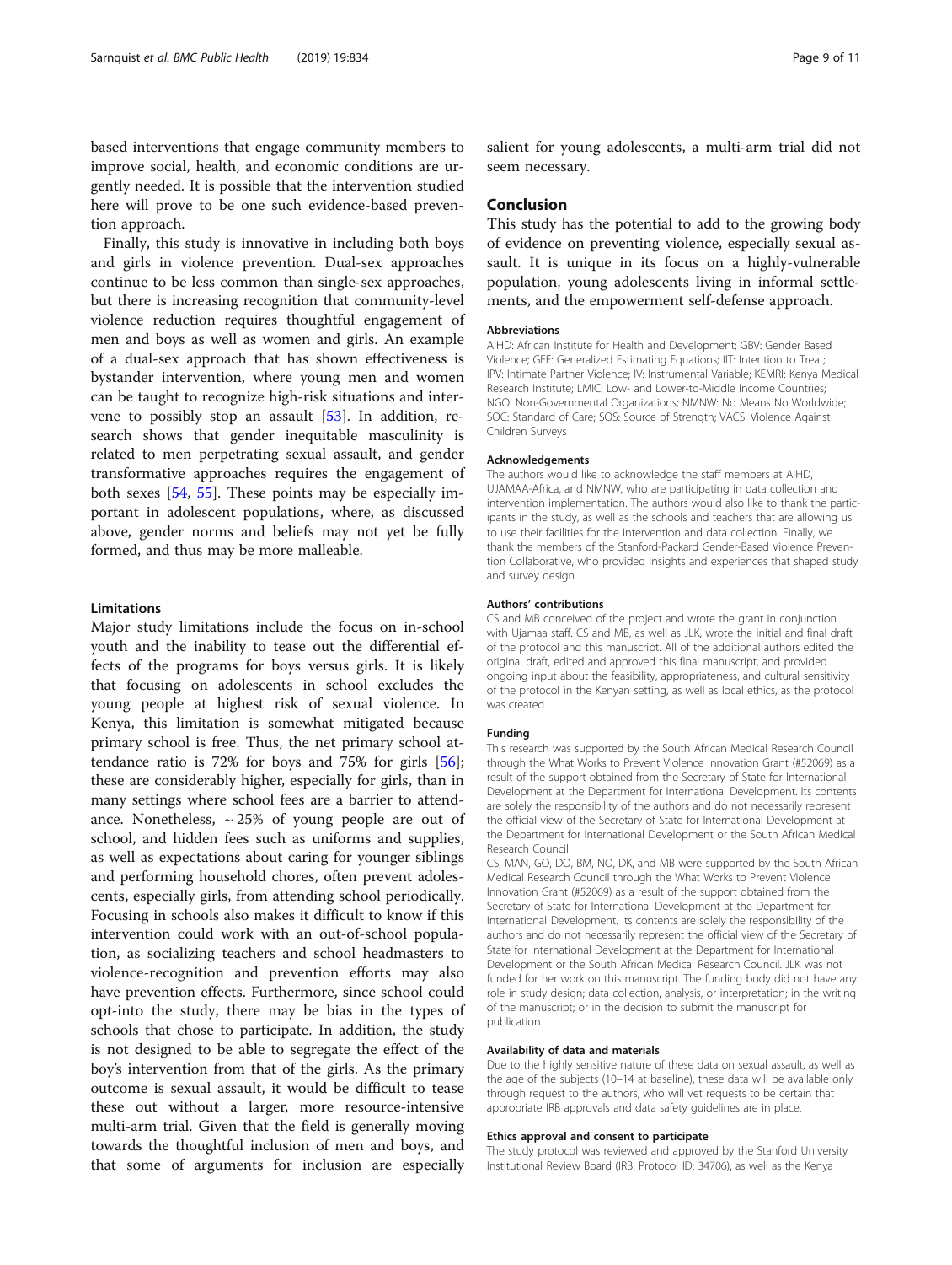based interventions that engage community members to improve social, health, and economic conditions are urgently needed. It is possible that the intervention studied here will prove to be one such evidence-based prevention approach.

Finally, this study is innovative in including both boys and girls in violence prevention. Dual-sex approaches continue to be less common than single-sex approaches, but there is increasing recognition that community-level violence reduction requires thoughtful engagement of men and boys as well as women and girls. An example of a dual-sex approach that has shown effectiveness is bystander intervention, where young men and women can be taught to recognize high-risk situations and intervene to possibly stop an assault [53]. In addition, research shows that gender inequitable masculinity is related to men perpetrating sexual assault, and gender transformative approaches requires the engagement of both sexes [54, 55]. These points may be especially important in adolescent populations, where, as discussed above, gender norms and beliefs may not yet be fully formed, and thus may be more malleable.

### Limitations

Major study limitations include the focus on in-school youth and the inability to tease out the differential effects of the programs for boys versus girls. It is likely that focusing on adolescents in school excludes the young people at highest risk of sexual violence. In Kenya, this limitation is somewhat mitigated because primary school is free. Thus, the net primary school attendance ratio is 72% for boys and 75% for girls [56]; these are considerably higher, especially for girls, than in many settings where school fees are a barrier to attendance. Nonetheless, ~ 25% of young people are out of school, and hidden fees such as uniforms and supplies, as well as expectations about caring for younger siblings and performing household chores, often prevent adolescents, especially girls, from attending school periodically. Focusing in schools also makes it difficult to know if this intervention could work with an out-of-school population, as socializing teachers and school headmasters to violence-recognition and prevention efforts may also have prevention effects. Furthermore, since school could opt-into the study, there may be bias in the types of schools that chose to participate. In addition, the study is not designed to be able to segregate the effect of the boy's intervention from that of the girls. As the primary outcome is sexual assault, it would be difficult to tease these out without a larger, more resource-intensive multi-arm trial. Given that the field is generally moving towards the thoughtful inclusion of men and boys, and that some of arguments for inclusion are especially salient for young adolescents, a multi-arm trial did not seem necessary.

## Conclusion

This study has the potential to add to the growing body of evidence on preventing violence, especially sexual assault. It is unique in its focus on a highly-vulnerable population, young adolescents living in informal settlements, and the empowerment self-defense approach.

#### Abbreviations

AIHD: African Institute for Health and Development; GBV: Gender Based Violence; GEE: Generalized Estimating Equations; IIT: Intention to Treat; IPV: Intimate Partner Violence; IV: Instrumental Variable; KEMRI: Kenya Medical Research Institute; LMIC: Low- and Lower-to-Middle Income Countries; NGO: Non-Governmental Organizations; NMNW: No Means No Worldwide; SOC: Standard of Care; SOS: Source of Strength; VACS: Violence Against Children Surveys

#### Acknowledgements

The authors would like to acknowledge the staff members at AIHD, UJAMAA-Africa, and NMNW, who are participating in data collection and intervention implementation. The authors would also like to thank the participants in the study, as well as the schools and teachers that are allowing us to use their facilities for the intervention and data collection. Finally, we thank the members of the Stanford-Packard Gender-Based Violence Prevention Collaborative, who provided insights and experiences that shaped study and survey design.

#### Authors' contributions

CS and MB conceived of the project and wrote the grant in conjunction with Ujamaa staff. CS and MB, as well as JLK, wrote the initial and final draft of the protocol and this manuscript. All of the additional authors edited the original draft, edited and approved this final manuscript, and provided ongoing input about the feasibility, appropriateness, and cultural sensitivity of the protocol in the Kenyan setting, as well as local ethics, as the protocol was created.

#### Funding

This research was supported by the South African Medical Research Council through the What Works to Prevent Violence Innovation Grant (#52069) as a result of the support obtained from the Secretary of State for International Development at the Department for International Development. Its contents are solely the responsibility of the authors and do not necessarily represent the official view of the Secretary of State for International Development at the Department for International Development or the South African Medical Research Council.

CS, MAN, GO, DO, BM, NO, DK, and MB were supported by the South African Medical Research Council through the What Works to Prevent Violence Innovation Grant (#52069) as a result of the support obtained from the Secretary of State for International Development at the Department for International Development. Its contents are solely the responsibility of the authors and do not necessarily represent the official view of the Secretary of State for International Development at the Department for International Development or the South African Medical Research Council. JLK was not funded for her work on this manuscript. The funding body did not have any role in study design; data collection, analysis, or interpretation; in the writing of the manuscript; or in the decision to submit the manuscript for publication.

#### Availability of data and materials

Due to the highly sensitive nature of these data on sexual assault, as well as the age of the subjects (10–14 at baseline), these data will be available only through request to the authors, who will vet requests to be certain that appropriate IRB approvals and data safety guidelines are in place.

#### Ethics approval and consent to participate

The study protocol was reviewed and approved by the Stanford University Institutional Review Board (IRB, Protocol ID: 34706), as well as the Kenya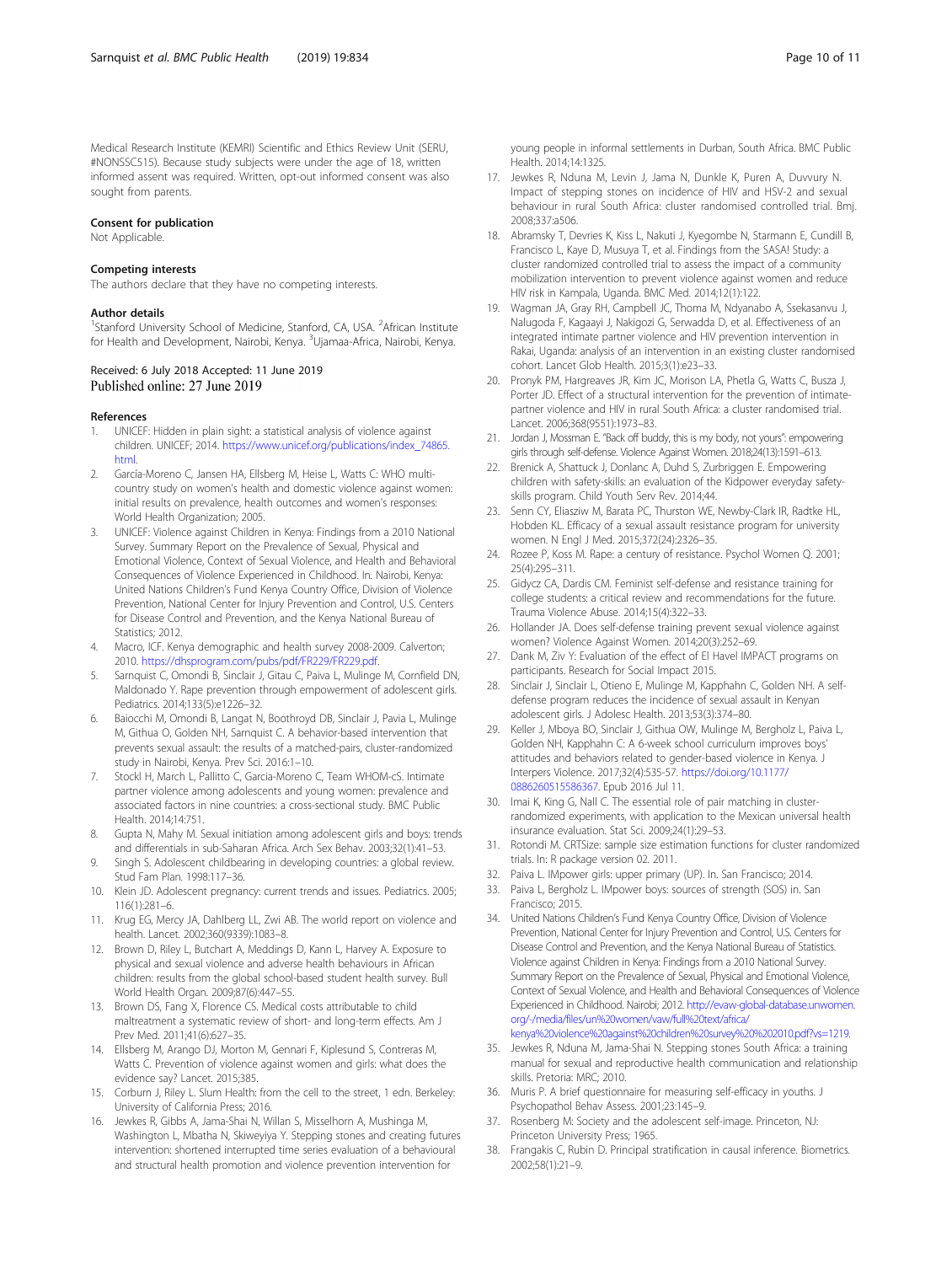Medical Research Institute (KEMRI) Scientific and Ethics Review Unit (SERU, #NONSSC515). Because study subjects were under the age of 18, written informed assent was required. Written, opt-out informed consent was also sought from parents.

### Consent for publication

Not Applicable.

### Competing interests

The authors declare that they have no competing interests.

### Author details

[1]Stanford University School of Medicine, Stanford, CA, USA. [2]African Institute for Health and Development, Nairobi, Kenya. [3]Ujamaa-Africa, Nairobi, Kenya.

Received: 6 July 2018 Accepted: 11 June 2019
Published online: 27 June 2019

### References

1. UNICEF: Hidden in plain sight: a statistical analysis of violence against children. UNICEF; 2014. https://www.unicef.org/publications/index_74865.html.
2. García-Moreno C, Jansen HA, Ellsberg M, Heise L, Watts C: WHO multi-country study on women's health and domestic violence against women: initial results on prevalence, health outcomes and women's responses: World Health Organization; 2005.
3. UNICEF: Violence against Children in Kenya: Findings from a 2010 National Survey. Summary Report on the Prevalence of Sexual, Physical and Emotional Violence, Context of Sexual Violence, and Health and Behavioral Consequences of Violence Experienced in Childhood. In. Nairobi, Kenya: United Nations Children's Fund Kenya Country Office, Division of Violence Prevention, National Center for Injury Prevention and Control, U.S. Centers for Disease Control and Prevention, and the Kenya National Bureau of Statistics; 2012.
4. Macro, ICF. Kenya demographic and health survey 2008-2009. Calverton; 2010. https://dhsprogram.com/pubs/pdf/FR229/FR229.pdf.
5. Sarnquist C, Omondi B, Sinclair J, Gitau C, Paiva L, Mulinge M, Cornfield DN, Maldonado Y. Rape prevention through empowerment of adolescent girls. Pediatrics. 2014;133(5):e1226–32.
6. Baiocchi M, Omondi B, Langat N, Boothroyd DB, Sinclair J, Pavia L, Mulinge M, Githua O, Golden NH, Sarnquist C. A behavior-based intervention that prevents sexual assault: the results of a matched-pairs, cluster-randomized study in Nairobi, Kenya. Prev Sci. 2016:1–10.
7. Stockl H, March L, Pallitto C, Garcia-Moreno C, Team WHOM-cS. Intimate partner violence among adolescents and young women: prevalence and associated factors in nine countries: a cross-sectional study. BMC Public Health. 2014;14:751.
8. Gupta N, Mahy M. Sexual initiation among adolescent girls and boys: trends and differentials in sub-Saharan Africa. Arch Sex Behav. 2003;32(1):41–53.
9. Singh S. Adolescent childbearing in developing countries: a global review. Stud Fam Plan. 1998:117–36.
10. Klein JD. Adolescent pregnancy: current trends and issues. Pediatrics. 2005; 116(1):281–6.
11. Krug EG, Mercy JA, Dahlberg LL, Zwi AB. The world report on violence and health. Lancet. 2002;360(9339):1083–8.
12. Brown D, Riley L, Butchart A, Meddings D, Kann L, Harvey A. Exposure to physical and sexual violence and adverse health behaviours in African children: results from the global school-based student health survey. Bull World Health Organ. 2009;87(6):447–55.
13. Brown DS, Fang X, Florence CS. Medical costs attributable to child maltreatment a systematic review of short- and long-term effects. Am J Prev Med. 2011;41(6):627–35.
14. Ellsberg M, Arango DJ, Morton M, Gennari F, Kiplesund S, Contreras M, Watts C. Prevention of violence against women and girls: what does the evidence say? Lancet. 2015;385.
15. Corburn J, Riley L. Slum Health: from the cell to the street, 1 edn. Berkeley: University of California Press; 2016.
16. Jewkes R, Gibbs A, Jama-Shai N, Willan S, Misselhorn A, Mushinga M, Washington L, Mbatha N, Skiweyiya Y. Stepping stones and creating futures intervention: shortened interrupted time series evaluation of a behavioural and structural health promotion and violence prevention intervention for young people in informal settlements in Durban, South Africa. BMC Public Health. 2014;14:1325.
17. Jewkes R, Nduna M, Levin J, Jama N, Dunkle K, Puren A, Duvvury N. Impact of stepping stones on incidence of HIV and HSV-2 and sexual behaviour in rural South Africa: cluster randomised controlled trial. Bmj. 2008;337:a506.
18. Abramsky T, Devries K, Kiss L, Nakuti J, Kyegombe N, Starmann E, Cundill B, Francisco L, Kaye D, Musuya T, et al. Findings from the SASA! Study: a cluster randomized controlled trial to assess the impact of a community mobilization intervention to prevent violence against women and reduce HIV risk in Kampala, Uganda. BMC Med. 2014;12(1):122.
19. Wagman JA, Gray RH, Campbell JC, Thoma M, Ndyanabo A, Ssekasanvu J, Nalugoda F, Kagaayi J, Nakigozi G, Serwadda D, et al. Effectiveness of an integrated intimate partner violence and HIV prevention intervention in Rakai, Uganda: analysis of an intervention in an existing cluster randomised cohort. Lancet Glob Health. 2015;3(1):e23–33.
20. Pronyk PM, Hargreaves JR, Kim JC, Morison LA, Phetla G, Watts C, Busza J, Porter JD. Effect of a structural intervention for the prevention of intimate-partner violence and HIV in rural South Africa: a cluster randomised trial. Lancet. 2006;368(9551):1973–83.
21. Jordan J, Mossman E. "Back off buddy, this is my body, not yours": empowering girls through self-defense. Violence Against Women. 2018;24(13):1591–613.
22. Brenick A, Shattuck J, Donlanc A, Duhd S, Zurbriggen E. Empowering children with safety-skills: an evaluation of the Kidpower everyday safety-skills program. Child Youth Serv Rev. 2014;44.
23. Senn CY, Eliasziw M, Barata PC, Thurston WE, Newby-Clark IR, Radtke HL, Hobden KL. Efficacy of a sexual assault resistance program for university women. N Engl J Med. 2015;372(24):2326–35.
24. Rozee P, Koss M. Rape: a century of resistance. Psychol Women Q. 2001; 25(4):295–311.
25. Gidycz CA, Dardis CM. Feminist self-defense and resistance training for college students: a critical review and recommendations for the future. Trauma Violence Abuse. 2014;15(4):322–33.
26. Hollander JA. Does self-defense training prevent sexual violence against women? Violence Against Women. 2014;20(3):252–69.
27. Dank M, Ziv Y: Evaluation of the effect of El Havel IMPACT programs on participants. Research for Social Impact 2015.
28. Sinclair J, Sinclair L, Otieno E, Mulinge M, Kapphahn C, Golden NH. A self-defense program reduces the incidence of sexual assault in Kenyan adolescent girls. J Adolesc Health. 2013;53(3):374–80.
29. Keller J, Mboya BO, Sinclair J, Githua OW, Mulinge M, Bergholz L, Paiva L, Golden NH, Kapphahn C: A 6-week school curriculum improves boys' attitudes and behaviors related to gender-based violence in Kenya. J Interpers Violence. 2017;32(4):535-57. https://doi.org/10.1177/0886260515586367. Epub 2016 Jul 11.
30. Imai K, King G, Nall C. The essential role of pair matching in cluster-randomized experiments, with application to the Mexican universal health insurance evaluation. Stat Sci. 2009;24(1):29–53.
31. Rotondi M. CRTSize: sample size estimation functions for cluster randomized trials. In: R package version 02. 2011.
32. Paiva L. IMpower girls: upper primary (UP). In. San Francisco; 2014.
33. Paiva L, Bergholz L. IMpower boys: sources of strength (SOS) in. San Francisco; 2015.
34. United Nations Children's Fund Kenya Country Office, Division of Violence Prevention, National Center for Injury Prevention and Control, U.S. Centers for Disease Control and Prevention, and the Kenya National Bureau of Statistics. Violence against Children in Kenya: Findings from a 2010 National Survey. Summary Report on the Prevalence of Sexual, Physical and Emotional Violence, Context of Sexual Violence, and Health and Behavioral Consequences of Violence Experienced in Childhood. Nairobi; 2012. http://evaw-global-database.unwomen.org/-/media/files/un%20women/vaw/full%20text/africa/kenya%20violence%20against%20children%20survey%20%202010.pdf?vs=1219.
35. Jewkes R, Nduna M, Jama-Shai N. Stepping stones South Africa: a training manual for sexual and reproductive health communication and relationship skills. Pretoria: MRC; 2010.
36. Muris P. A brief questionnaire for measuring self-efficacy in youths. J Psychopathol Behav Assess. 2001;23:145–9.
37. Rosenberg M: Society and the adolescent self-image. Princeton, NJ: Princeton University Press; 1965.
38. Frangakis C, Rubin D. Principal stratification in causal inference. Biometrics. 2002;58(1):21–9.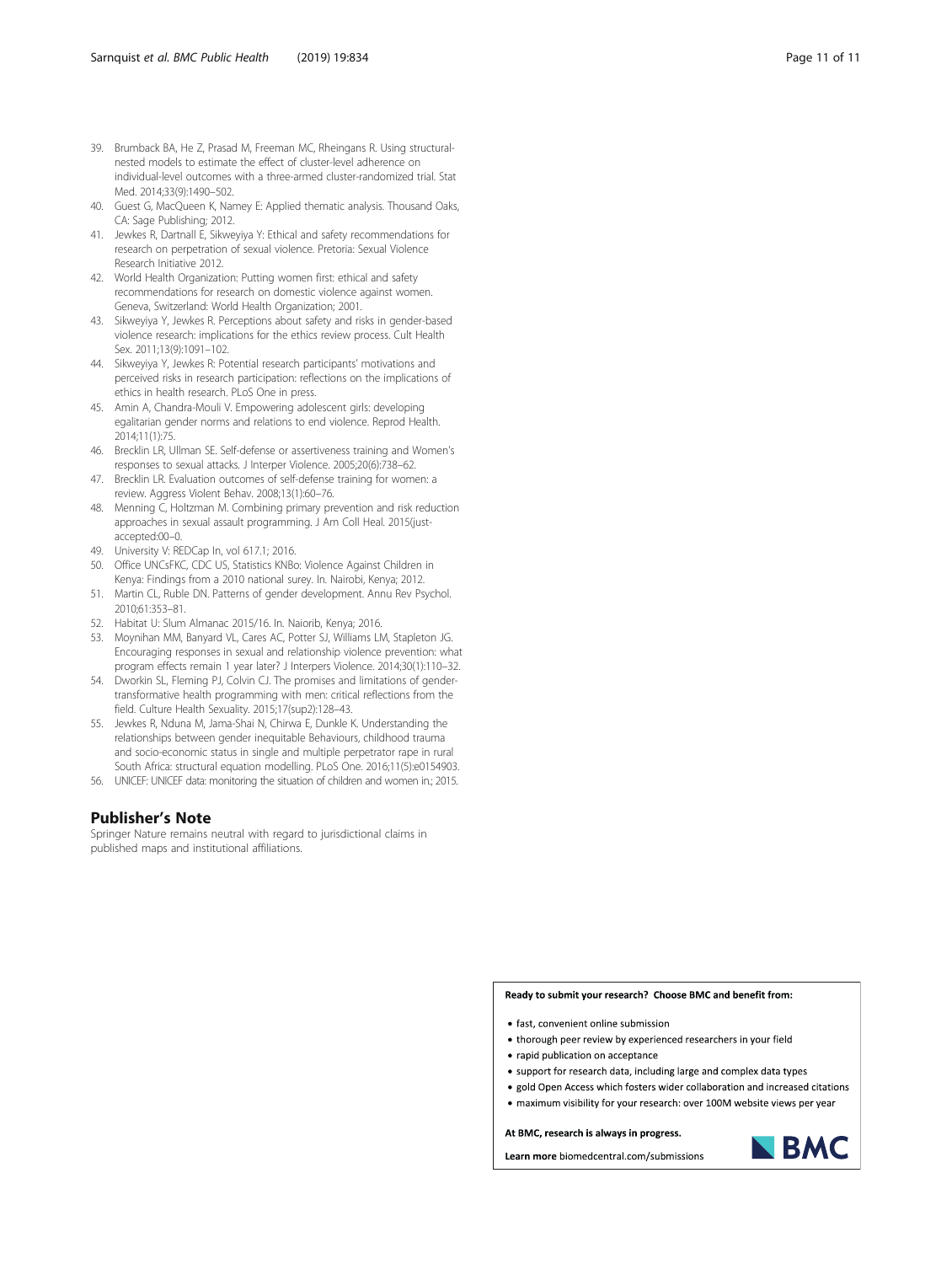39. Brumback BA, He Z, Prasad M, Freeman MC, Rheingans R. Using structural-nested models to estimate the effect of cluster-level adherence on individual-level outcomes with a three-armed cluster-randomized trial. Stat Med. 2014;33(9):1490–502.
40. Guest G, MacQueen K, Namey E: Applied thematic analysis. Thousand Oaks, CA: Sage Publishing; 2012.
41. Jewkes R, Dartnall E, Sikweyiya Y: Ethical and safety recommendations for research on perpetration of sexual violence. Pretoria: Sexual Violence Research Initiative 2012.
42. World Health Organization: Putting women first: ethical and safety recommendations for research on domestic violence against women. Geneva, Switzerland: World Health Organization; 2001.
43. Sikweyiya Y, Jewkes R. Perceptions about safety and risks in gender-based violence research: implications for the ethics review process. Cult Health Sex. 2011;13(9):1091–102.
44. Sikweyiya Y, Jewkes R: Potential research participants' motivations and perceived risks in research participation: reflections on the implications of ethics in health research. PLoS One in press.
45. Amin A, Chandra-Mouli V. Empowering adolescent girls: developing egalitarian gender norms and relations to end violence. Reprod Health. 2014;11(1):75.
46. Brecklin LR, Ullman SE. Self-defense or assertiveness training and Women's responses to sexual attacks. J Interper Violence. 2005;20(6):738–62.
47. Brecklin LR. Evaluation outcomes of self-defense training for women: a review. Aggress Violent Behav. 2008;13(1):60–76.
48. Menning C, Holtzman M. Combining primary prevention and risk reduction approaches in sexual assault programming. J Am Coll Heal. 2015(just-accepted:00–0.
49. University V: REDCap In, vol 617.1; 2016.
50. Office UNCsFKC, CDC US, Statistics KNBo: Violence Against Children in Kenya: Findings from a 2010 national surey. In. Nairobi, Kenya; 2012.
51. Martin CL, Ruble DN. Patterns of gender development. Annu Rev Psychol. 2010;61:353–81.
52. Habitat U: Slum Almanac 2015/16. In. Naiorib, Kenya; 2016.
53. Moynihan MM, Banyard VL, Cares AC, Potter SJ, Williams LM, Stapleton JG. Encouraging responses in sexual and relationship violence prevention: what program effects remain 1 year later? J Interpers Violence. 2014;30(1):110–32.
54. Dworkin SL, Fleming PJ, Colvin CJ. The promises and limitations of gender-transformative health programming with men: critical reflections from the field. Culture Health Sexuality. 2015;17(sup2):128–43.
55. Jewkes R, Nduna M, Jama-Shai N, Chirwa E, Dunkle K. Understanding the relationships between gender inequitable Behaviours, childhood trauma and socio-economic status in single and multiple perpetrator rape in rural South Africa: structural equation modelling. PLoS One. 2016;11(5):e0154903.
56. UNICEF: UNICEF data: monitoring the situation of children and women in.; 2015.

## Publisher's Note

Springer Nature remains neutral with regard to jurisdictional claims in published maps and institutional affiliations.

**Ready to submit your research? Choose BMC and benefit from:**

- fast, convenient online submission
- thorough peer review by experienced researchers in your field
- rapid publication on acceptance
- support for research data, including large and complex data types
- gold Open Access which fosters wider collaboration and increased citations
- maximum visibility for your research: over 100M website views per year

**At BMC, research is always in progress.**

**Learn more** biomedcentral.com/submissions

BMC